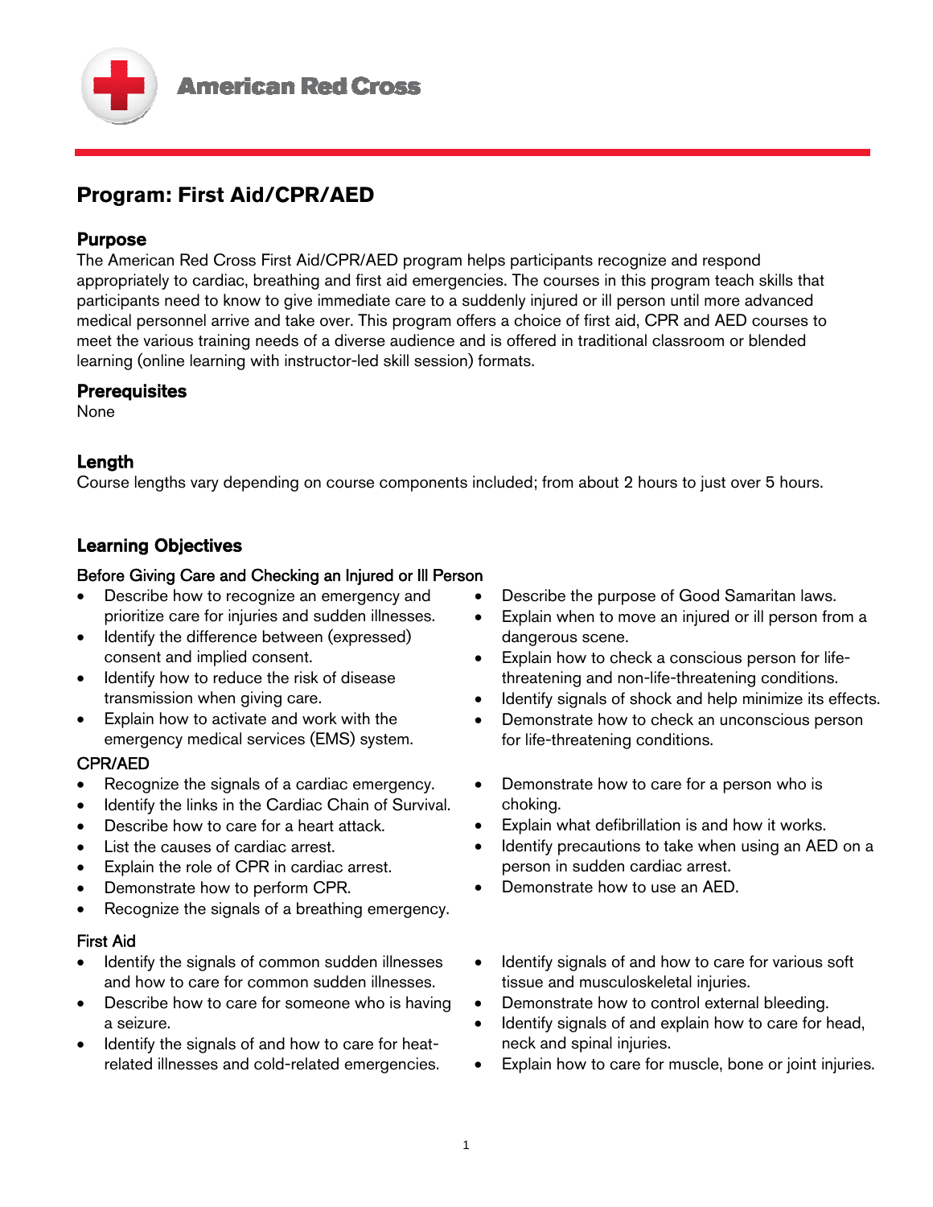American Red Cross

# Program: First Aid/CPR/AED

## Purpose

The American Red Cross First Aid/CPR/AED program helps participants recognize and respond appropriately to cardiac, breathing and first aid emergencies. The courses in this program teach skills that participants need to know to give immediate care to a suddenly injured or ill person until more advanced medical personnel arrive and take over. This program offers a choice of first aid, CPR and AED courses to meet the various training needs of a diverse audience and is offered in traditional classroom or blended learning (online learning with instructor-led skill session) formats.

## Prerequisites

None

## Length

Course lengths vary depending on course components included; from about 2 hours to just over 5 hours.

## Learning Objectives

### Before Giving Care and Checking an Injured or Ill Person

- Describe how to recognize an emergency and prioritize care for injuries and sudden illnesses.
- Identify the difference between (expressed) consent and implied consent.
- Identify how to reduce the risk of disease transmission when giving care.
- Explain how to activate and work with the emergency medical services (EMS) system.
- Describe the purpose of Good Samaritan laws.
- Explain when to move an injured or ill person from a dangerous scene.
- Explain how to check a conscious person for life-threatening and non-life-threatening conditions.
- Identify signals of shock and help minimize its effects.
- Demonstrate how to check an unconscious person for life-threatening conditions.

### CPR/AED

- Recognize the signals of a cardiac emergency.
- Identify the links in the Cardiac Chain of Survival.
- Describe how to care for a heart attack.
- List the causes of cardiac arrest.
- Explain the role of CPR in cardiac arrest.
- Demonstrate how to perform CPR.
- Recognize the signals of a breathing emergency.
- Demonstrate how to care for a person who is choking.
- Explain what defibrillation is and how it works.
- Identify precautions to take when using an AED on a person in sudden cardiac arrest.
- Demonstrate how to use an AED.

### First Aid

- Identify the signals of common sudden illnesses and how to care for common sudden illnesses.
- Describe how to care for someone who is having a seizure.
- Identify the signals of and how to care for heat-related illnesses and cold-related emergencies.
- Identify signals of and how to care for various soft tissue and musculoskeletal injuries.
- Demonstrate how to control external bleeding.
- Identify signals of and explain how to care for head, neck and spinal injuries.
- Explain how to care for muscle, bone or joint injuries.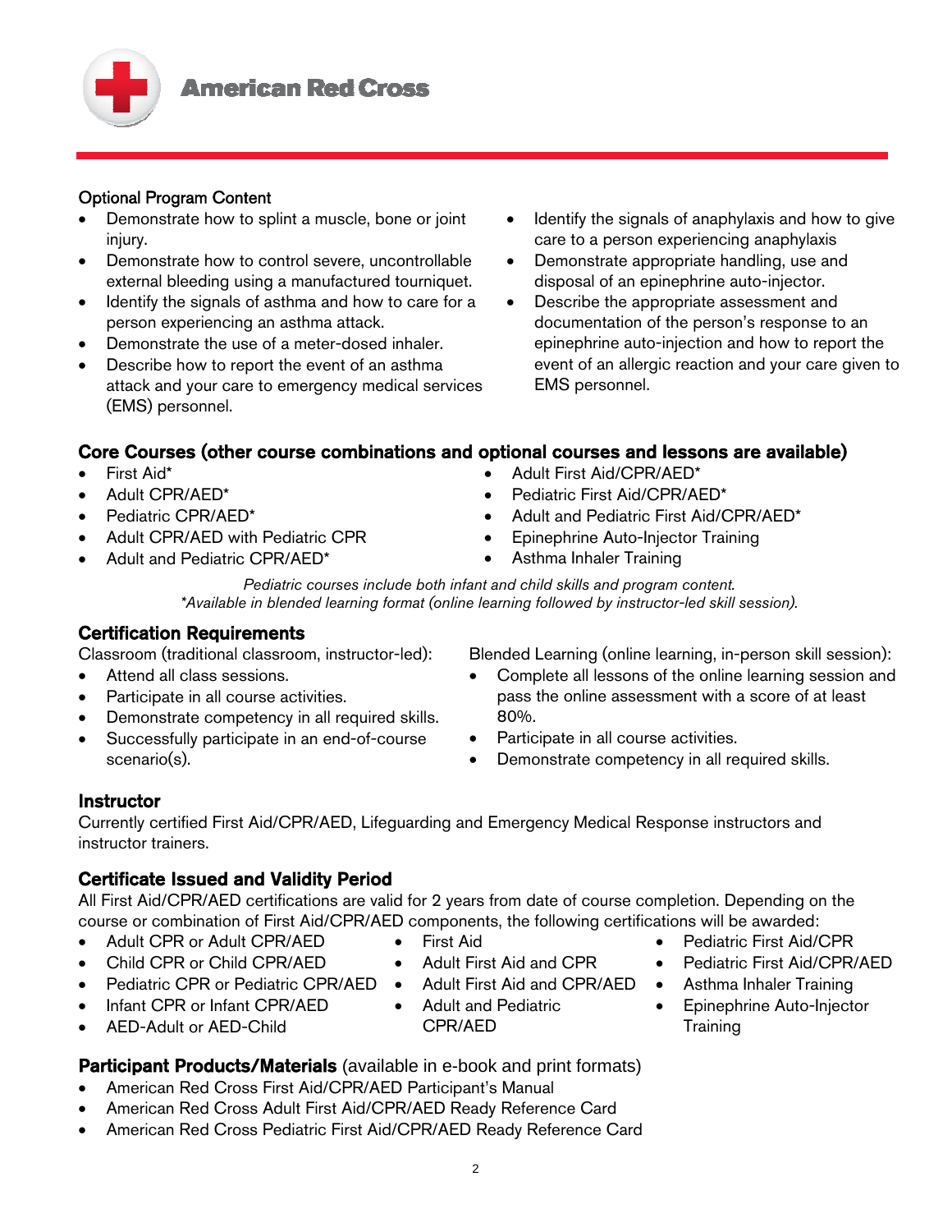### Optional Program Content

- Demonstrate how to splint a muscle, bone or joint injury.
- Demonstrate how to control severe, uncontrollable external bleeding using a manufactured tourniquet.
- Identify the signals of asthma and how to care for a person experiencing an asthma attack.
- Demonstrate the use of a meter-dosed inhaler.
- Describe how to report the event of an asthma attack and your care to emergency medical services (EMS) personnel.
- Identify the signals of anaphylaxis and how to give care to a person experiencing anaphylaxis
- Demonstrate appropriate handling, use and disposal of an epinephrine auto-injector.
- Describe the appropriate assessment and documentation of the person's response to an epinephrine auto-injection and how to report the event of an allergic reaction and your care given to EMS personnel.

### Core Courses (other course combinations and optional courses and lessons are available)

- First Aid*
- Adult CPR/AED*
- Pediatric CPR/AED*
- Adult CPR/AED with Pediatric CPR
- Adult and Pediatric CPR/AED*
- Adult First Aid/CPR/AED*
- Pediatric First Aid/CPR/AED*
- Adult and Pediatric First Aid/CPR/AED*
- Epinephrine Auto-Injector Training
- Asthma Inhaler Training

*Pediatric courses include both infant and child skills and program content.*
**Available in blended learning format (online learning followed by instructor-led skill session).*

### Certification Requirements

Classroom (traditional classroom, instructor-led):

- Attend all class sessions.
- Participate in all course activities.
- Demonstrate competency in all required skills.
- Successfully participate in an end-of-course scenario(s).

Blended Learning (online learning, in-person skill session):

- Complete all lessons of the online learning session and pass the online assessment with a score of at least 80%.
- Participate in all course activities.
- Demonstrate competency in all required skills.

### Instructor

Currently certified First Aid/CPR/AED, Lifeguarding and Emergency Medical Response instructors and instructor trainers.

### Certificate Issued and Validity Period

All First Aid/CPR/AED certifications are valid for 2 years from date of course completion. Depending on the course or combination of First Aid/CPR/AED components, the following certifications will be awarded:

- Adult CPR or Adult CPR/AED
- Child CPR or Child CPR/AED
- Pediatric CPR or Pediatric CPR/AED
- Infant CPR or Infant CPR/AED
- AED-Adult or AED-Child
- First Aid
- Adult First Aid and CPR
- Adult First Aid and CPR/AED
- Adult and Pediatric CPR/AED
- Pediatric First Aid/CPR
- Pediatric First Aid/CPR/AED
- Asthma Inhaler Training
- Epinephrine Auto-Injector Training

**Participant Products/Materials** (available in e-book and print formats)

- American Red Cross First Aid/CPR/AED Participant's Manual
- American Red Cross Adult First Aid/CPR/AED Ready Reference Card
- American Red Cross Pediatric First Aid/CPR/AED Ready Reference Card